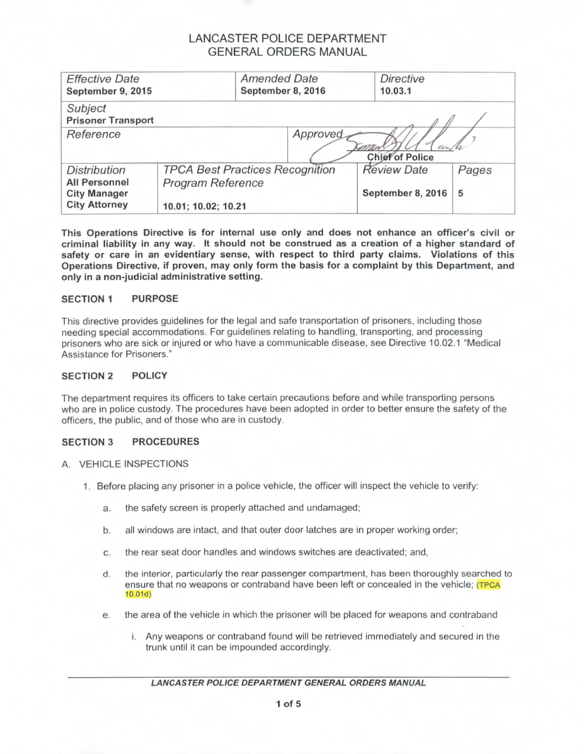# LANCASTER POLICE DEPARTMENT
# GENERAL ORDERS MANUAL

| *Effective Date* | | *Amended Date* | | *Directive* |
|---|---|---|---|---|
| **September 9, 2015** | | **September 8, 2016** | | **10.03.1** |
| *Subject* **Prisoner Transport** | | | | |
| *Reference* | | *Approved* | **Chief of Police** | |
| *Distribution* **All Personnel City Manager City Attorney** | *TPCA Best Practices Recognition Program Reference* **10.01; 10.02; 10.21** | | *Review Date* **September 8, 2016** | *Pages* **5** |

**This Operations Directive is for internal use only and does not enhance an officer's civil or criminal liability in any way. It should not be construed as a creation of a higher standard of safety or care in an evidentiary sense, with respect to third party claims. Violations of this Operations Directive, if proven, may only form the basis for a complaint by this Department, and only in a non-judicial administrative setting.**

## SECTION 1 PURPOSE

This directive provides guidelines for the legal and safe transportation of prisoners, including those needing special accommodations. For guidelines relating to handling, transporting, and processing prisoners who are sick or injured or who have a communicable disease, see Directive 10.02.1 "Medical Assistance for Prisoners."

## SECTION 2 POLICY

The department requires its officers to take certain precautions before and while transporting persons who are in police custody. The procedures have been adopted in order to better ensure the safety of the officers, the public, and of those who are in custody.

## SECTION 3 PROCEDURES

A. VEHICLE INSPECTIONS

1. Before placing any prisoner in a police vehicle, the officer will inspect the vehicle to verify:

    a. the safety screen is properly attached and undamaged;

    b. all windows are intact, and that outer door latches are in proper working order;

    c. the rear seat door handles and windows switches are deactivated; and,

    d. the interior, particularly the rear passenger compartment, has been thoroughly searched to ensure that no weapons or contraband have been left or concealed in the vehicle; (TPCA 10.01d)

    e. the area of the vehicle in which the prisoner will be placed for weapons and contraband

        i. Any weapons or contraband found will be retrieved immediately and secured in the trunk until it can be impounded accordingly.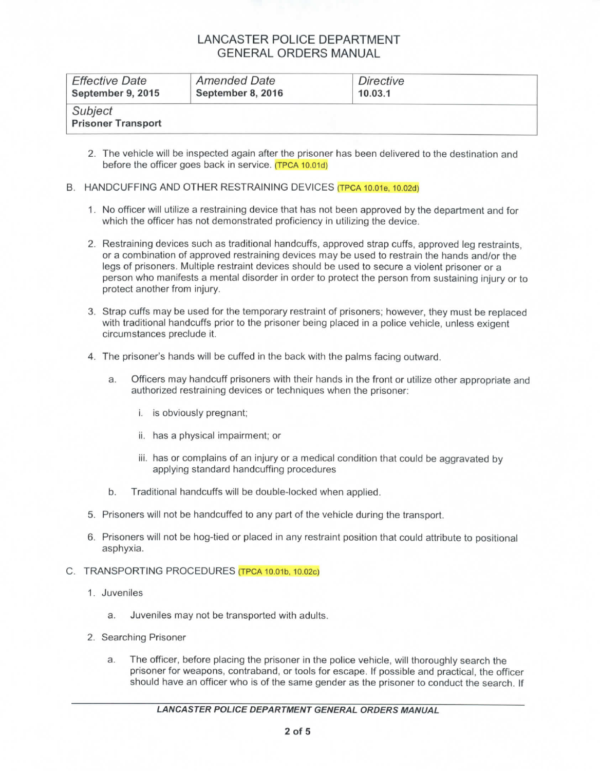| *Effective Date* **September 9, 2015** | *Amended Date* **September 8, 2016** | *Directive* **10.03.1** |
|---|---|---|
| *Subject* **Prisoner Transport** | | |

2. The vehicle will be inspected again after the prisoner has been delivered to the destination and before the officer goes back in service. (TPCA 10.01d)

B. HANDCUFFING AND OTHER RESTRAINING DEVICES (TPCA 10.01e, 10.02d)

1. No officer will utilize a restraining device that has not been approved by the department and for which the officer has not demonstrated proficiency in utilizing the device.

2. Restraining devices such as traditional handcuffs, approved strap cuffs, approved leg restraints, or a combination of approved restraining devices may be used to restrain the hands and/or the legs of prisoners. Multiple restraint devices should be used to secure a violent prisoner or a person who manifests a mental disorder in order to protect the person from sustaining injury or to protect another from injury.

3. Strap cuffs may be used for the temporary restraint of prisoners; however, they must be replaced with traditional handcuffs prior to the prisoner being placed in a police vehicle, unless exigent circumstances preclude it.

4. The prisoner's hands will be cuffed in the back with the palms facing outward.

   a. Officers may handcuff prisoners with their hands in the front or utilize other appropriate and authorized restraining devices or techniques when the prisoner:

      i. is obviously pregnant;

      ii. has a physical impairment; or

      iii. has or complains of an injury or a medical condition that could be aggravated by applying standard handcuffing procedures

   b. Traditional handcuffs will be double-locked when applied.

5. Prisoners will not be handcuffed to any part of the vehicle during the transport.

6. Prisoners will not be hog-tied or placed in any restraint position that could attribute to positional asphyxia.

C. TRANSPORTING PROCEDURES (TPCA 10.01b, 10.02c)

1. Juveniles

   a. Juveniles may not be transported with adults.

2. Searching Prisoner

   a. The officer, before placing the prisoner in the police vehicle, will thoroughly search the prisoner for weapons, contraband, or tools for escape. If possible and practical, the officer should have an officer who is of the same gender as the prisoner to conduct the search. If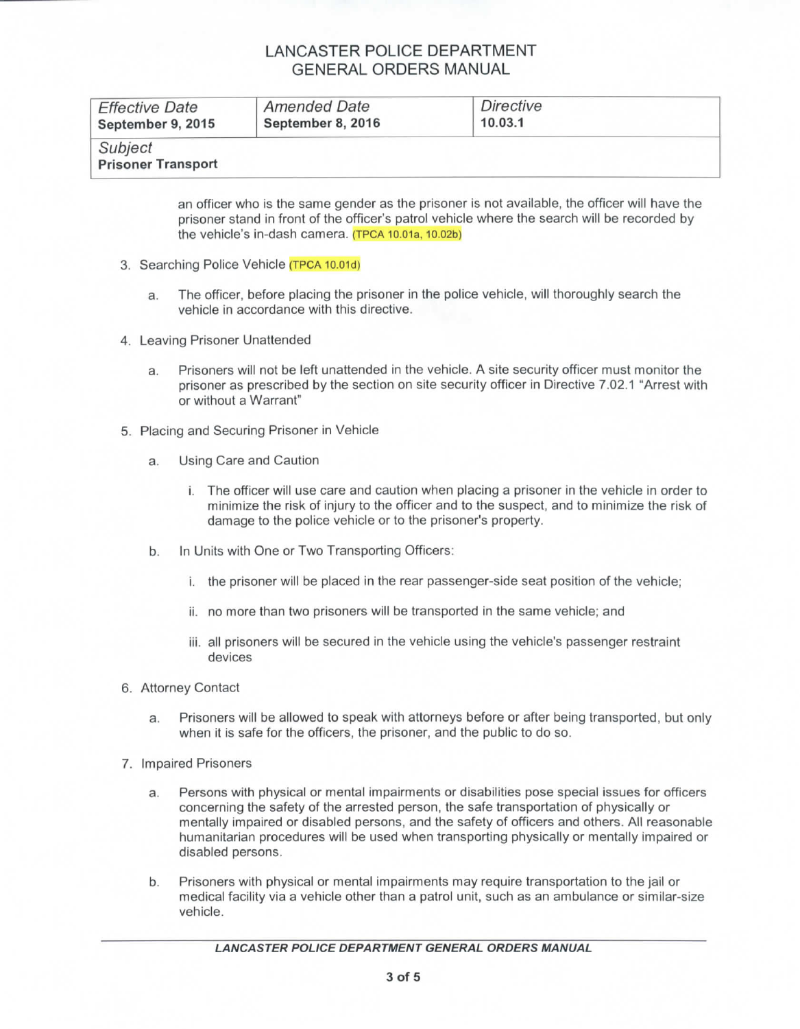# LANCASTER POLICE DEPARTMENT
# GENERAL ORDERS MANUAL

| *Effective Date* **September 9, 2015** | *Amended Date* **September 8, 2016** | *Directive* **10.03.1** |
|---|---|---|
| *Subject* **Prisoner Transport** | | |

an officer who is the same gender as the prisoner is not available, the officer will have the prisoner stand in front of the officer's patrol vehicle where the search will be recorded by the vehicle's in-dash camera. (TPCA 10.01a, 10.02b)

3. Searching Police Vehicle (TPCA 10.01d)

   a. The officer, before placing the prisoner in the police vehicle, will thoroughly search the vehicle in accordance with this directive.

4. Leaving Prisoner Unattended

   a. Prisoners will not be left unattended in the vehicle. A site security officer must monitor the prisoner as prescribed by the section on site security officer in Directive 7.02.1 "Arrest with or without a Warrant"

5. Placing and Securing Prisoner in Vehicle

   a. Using Care and Caution

      i. The officer will use care and caution when placing a prisoner in the vehicle in order to minimize the risk of injury to the officer and to the suspect, and to minimize the risk of damage to the police vehicle or to the prisoner's property.

   b. In Units with One or Two Transporting Officers:

      i. the prisoner will be placed in the rear passenger-side seat position of the vehicle;

      ii. no more than two prisoners will be transported in the same vehicle; and

      iii. all prisoners will be secured in the vehicle using the vehicle's passenger restraint devices

6. Attorney Contact

   a. Prisoners will be allowed to speak with attorneys before or after being transported, but only when it is safe for the officers, the prisoner, and the public to do so.

7. Impaired Prisoners

   a. Persons with physical or mental impairments or disabilities pose special issues for officers concerning the safety of the arrested person, the safe transportation of physically or mentally impaired or disabled persons, and the safety of officers and others. All reasonable humanitarian procedures will be used when transporting physically or mentally impaired or disabled persons.

   b. Prisoners with physical or mental impairments may require transportation to the jail or medical facility via a vehicle other than a patrol unit, such as an ambulance or similar-size vehicle.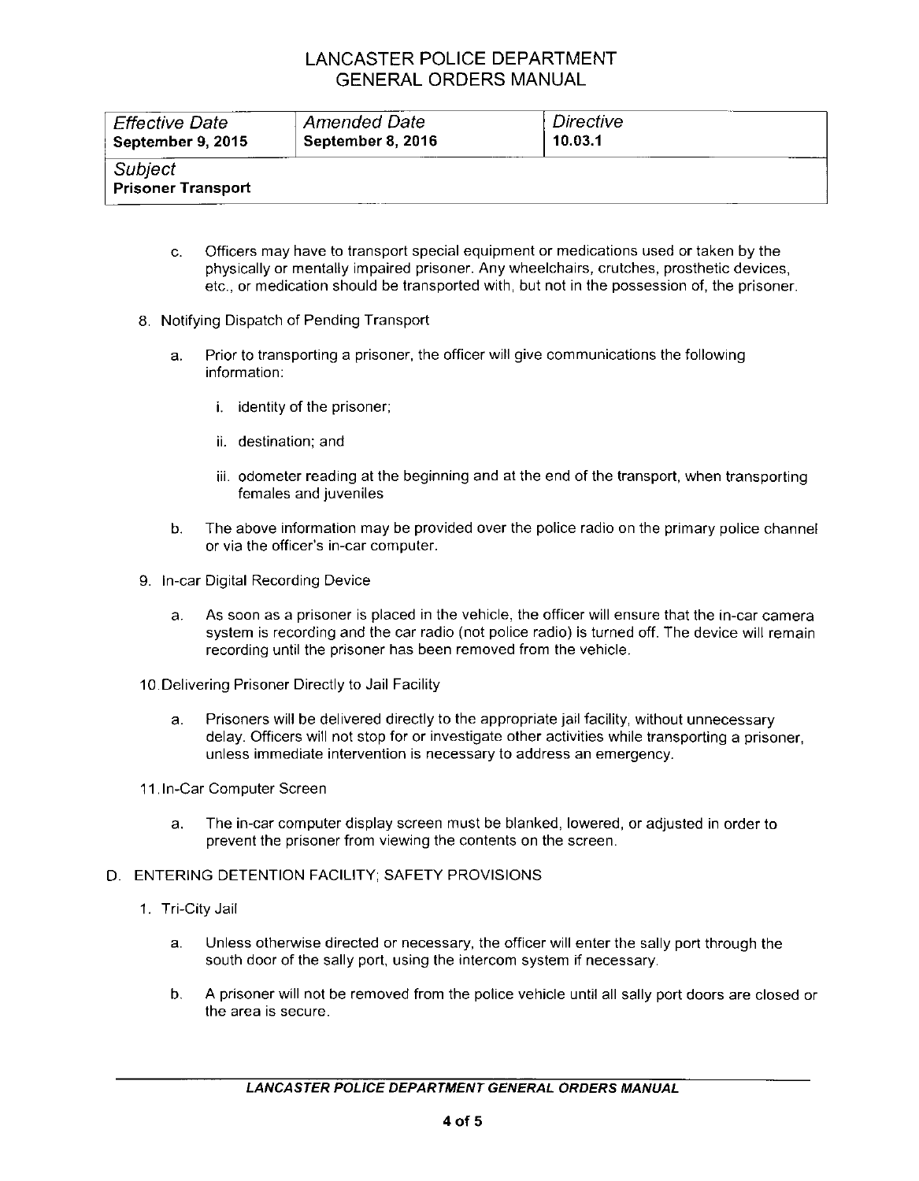| Effective Date | Amended Date | Directive |
|---|---|---|
| **September 9, 2015** | **September 8, 2016** | **10.03.1** |
| Subject **Prisoner Transport** | | |

c. Officers may have to transport special equipment or medications used or taken by the physically or mentally impaired prisoner. Any wheelchairs, crutches, prosthetic devices, etc., or medication should be transported with, but not in the possession of, the prisoner.

8. Notifying Dispatch of Pending Transport

   a. Prior to transporting a prisoner, the officer will give communications the following information:

      i. identity of the prisoner;

      ii. destination; and

      iii. odometer reading at the beginning and at the end of the transport, when transporting females and juveniles

   b. The above information may be provided over the police radio on the primary police channel or via the officer's in-car computer.

9. In-car Digital Recording Device

   a. As soon as a prisoner is placed in the vehicle, the officer will ensure that the in-car camera system is recording and the car radio (not police radio) is turned off. The device will remain recording until the prisoner has been removed from the vehicle.

10. Delivering Prisoner Directly to Jail Facility

   a. Prisoners will be delivered directly to the appropriate jail facility, without unnecessary delay. Officers will not stop for or investigate other activities while transporting a prisoner, unless immediate intervention is necessary to address an emergency.

11. In-Car Computer Screen

   a. The in-car computer display screen must be blanked, lowered, or adjusted in order to prevent the prisoner from viewing the contents on the screen.

D. ENTERING DETENTION FACILITY; SAFETY PROVISIONS

1. Tri-City Jail

   a. Unless otherwise directed or necessary, the officer will enter the sally port through the south door of the sally port, using the intercom system if necessary.

   b. A prisoner will not be removed from the police vehicle until all sally port doors are closed or the area is secure.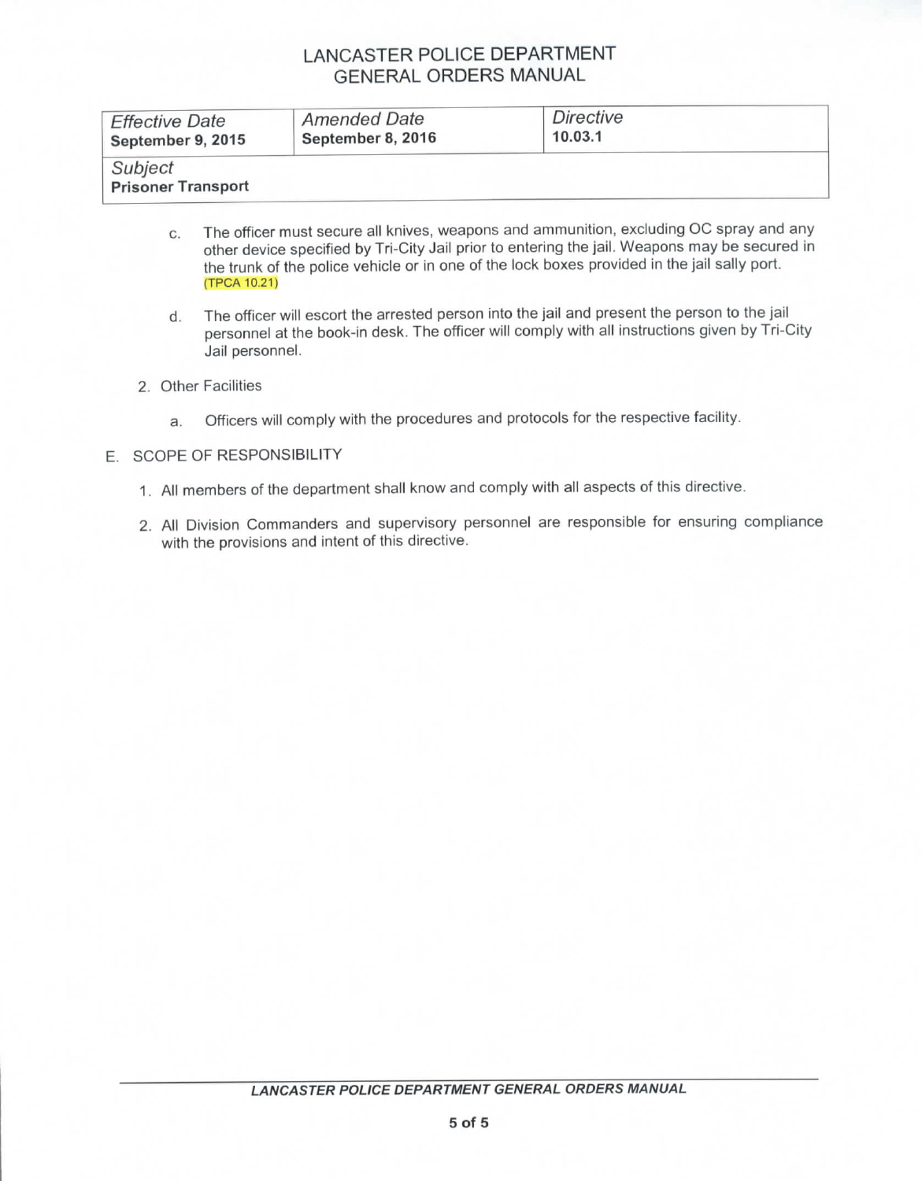| Effective Date | Amended Date | Directive |
| --- | --- | --- |
| **September 9, 2015** | **September 8, 2016** | **10.03.1** |
| Subject **Prisoner Transport** | | |

c. The officer must secure all knives, weapons and ammunition, excluding OC spray and any other device specified by Tri-City Jail prior to entering the jail. Weapons may be secured in the trunk of the police vehicle or in one of the lock boxes provided in the jail sally port. (TPCA 10.21)

d. The officer will escort the arrested person into the jail and present the person to the jail personnel at the book-in desk. The officer will comply with all instructions given by Tri-City Jail personnel.

2. Other Facilities

   a. Officers will comply with the procedures and protocols for the respective facility.

E. SCOPE OF RESPONSIBILITY

1. All members of the department shall know and comply with all aspects of this directive.

2. All Division Commanders and supervisory personnel are responsible for ensuring compliance with the provisions and intent of this directive.